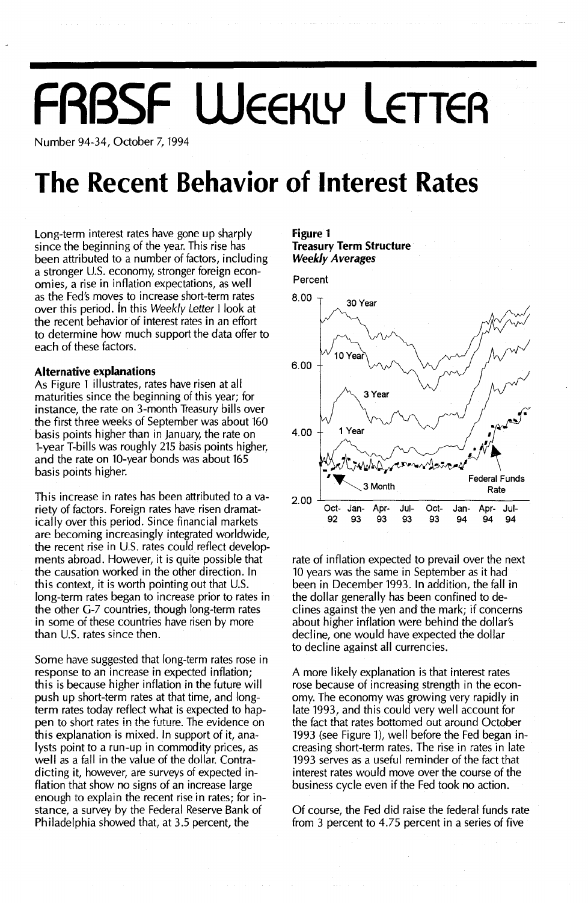# FRBSF Weekly Letter

Number 94-34, October 7, 1994

# The Recent Behavior of Interest Rates

Long-term interest rates have gone up sharply since the beginning of the year. This rise has been attributed to a number of factors, including a stronger U.S. economy, stronger foreign economies, a rise in inflation expectations, as well as the Fed's moves to increase short-term rates over this period. In this *Weekly Letter* I look at the recent behavior of interest rates in an effort to determine how much support the data offer to each of these factors.

**Alternative explanations**

As Figure 1 illustrates, rates have risen at all maturities since the beginning of this year; for instance, the rate on 3-month Treasury bills over the first three weeks of September was about 160 basis points higher than in January, the rate on 1-year T-bills was roughly 215 basis points higher, and the rate on 10-year bonds was about 165 basis points higher.

**Figure 1**
**Treasury Term Structure**
***Weekly Averages***

This increase in rates has been attributed to a variety of factors. Foreign rates have risen dramatically over this period. Since financial markets are becoming increasingly integrated worldwide, the recent rise in U.S. rates could reflect developments abroad. However, it is quite possible that the causation worked in the other direction. In this context, it is worth pointing out that U.S. long-term rates began to increase prior to rates in the other G-7 countries, though long-term rates in some of these countries have risen by more than U.S. rates since then.

Some have suggested that long-term rates rose in response to an increase in expected inflation; this is because higher inflation in the future will push up short-term rates at that time, and long-term rates today reflect what is expected to happen to short rates in the future. The evidence on this explanation is mixed. In support of it, analysts point to a run-up in commodity prices, as well as a fall in the value of the dollar. Contradicting it, however, are surveys of expected inflation that show no signs of an increase large enough to explain the recent rise in rates; for instance, a survey by the Federal Reserve Bank of Philadelphia showed that, at 3.5 percent, the rate of inflation expected to prevail over the next 10 years was the same in September as it had been in December 1993. In addition, the fall in the dollar generally has been confined to declines against the yen and the mark; if concerns about higher inflation were behind the dollar's decline, one would have expected the dollar to decline against all currencies.

A more likely explanation is that interest rates rose because of increasing strength in the economy. The economy was growing very rapidly in late 1993, and this could very well account for the fact that rates bottomed out around October 1993 (see Figure 1), well before the Fed began increasing short-term rates. The rise in rates in late 1993 serves as a useful reminder of the fact that interest rates would move over the course of the business cycle even if the Fed took no action.

Of course, the Fed did raise the federal funds rate from 3 percent to 4.75 percent in a series of five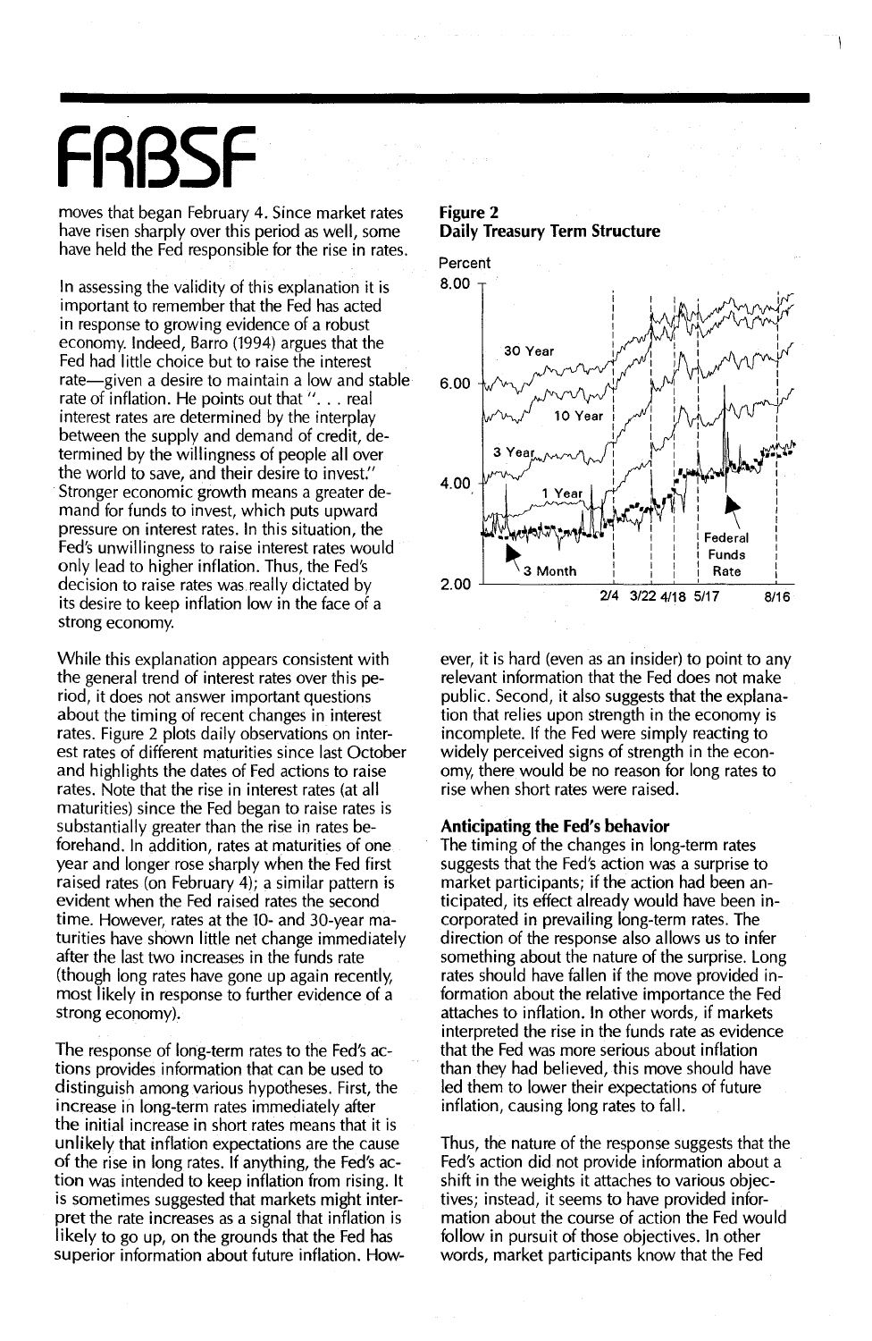moves that began February 4. Since market rates have risen sharply over this period as well, some have held the Fed responsible for the rise in rates.

In assessing the validity of this explanation it is important to remember that the Fed has acted in response to growing evidence of a robust economy. Indeed, Barro (1994) argues that the Fed had little choice but to raise the interest rate—given a desire to maintain a low and stable rate of inflation. He points out that ". . . real interest rates are determined by the interplay between the supply and demand of credit, determined by the willingness of people all over the world to save, and their desire to invest." Stronger economic growth means a greater demand for funds to invest, which puts upward pressure on interest rates. In this situation, the Fed's unwillingness to raise interest rates would only lead to higher inflation. Thus, the Fed's decision to raise rates was really dictated by its desire to keep inflation low in the face of a strong economy.

While this explanation appears consistent with the general trend of interest rates over this period, it does not answer important questions about the timing of recent changes in interest rates. Figure 2 plots daily observations on interest rates of different maturities since last October and highlights the dates of Fed actions to raise rates. Note that the rise in interest rates (at all maturities) since the Fed began to raise rates is substantially greater than the rise in rates beforehand. In addition, rates at maturities of one year and longer rose sharply when the Fed first raised rates (on February 4); a similar pattern is evident when the Fed raised rates the second time. However, rates at the 10- and 30-year maturities have shown little net change immediately after the last two increases in the funds rate (though long rates have gone up again recently, most likely in response to further evidence of a strong economy).

The response of long-term rates to the Fed's actions provides information that can be used to distinguish among various hypotheses. First, the increase in long-term rates immediately after the initial increase in short rates means that it is unlikely that inflation expectations are the cause of the rise in long rates. If anything, the Fed's action was intended to keep inflation from rising. It is sometimes suggested that markets might interpret the rate increases as a signal that inflation is likely to go up, on the grounds that the Fed has superior information about future inflation. However, it is hard (even as an insider) to point to any relevant information that the Fed does not make public. Second, it also suggests that the explanation that relies upon strength in the economy is incomplete. If the Fed were simply reacting to widely perceived signs of strength in the economy, there would be no reason for long rates to rise when short rates were raised.

**Figure 2**
**Daily Treasury Term Structure**

### Anticipating the Fed's behavior

The timing of the changes in long-term rates suggests that the Fed's action was a surprise to market participants; if the action had been anticipated, its effect already would have been incorporated in prevailing long-term rates. The direction of the response also allows us to infer something about the nature of the surprise. Long rates should have fallen if the move provided information about the relative importance the Fed attaches to inflation. In other words, if markets interpreted the rise in the funds rate as evidence that the Fed was more serious about inflation than they had believed, this move should have led them to lower their expectations of future inflation, causing long rates to fall.

Thus, the nature of the response suggests that the Fed's action did not provide information about a shift in the weights it attaches to various objectives; instead, it seems to have provided information about the course of action the Fed would follow in pursuit of those objectives. In other words, market participants know that the Fed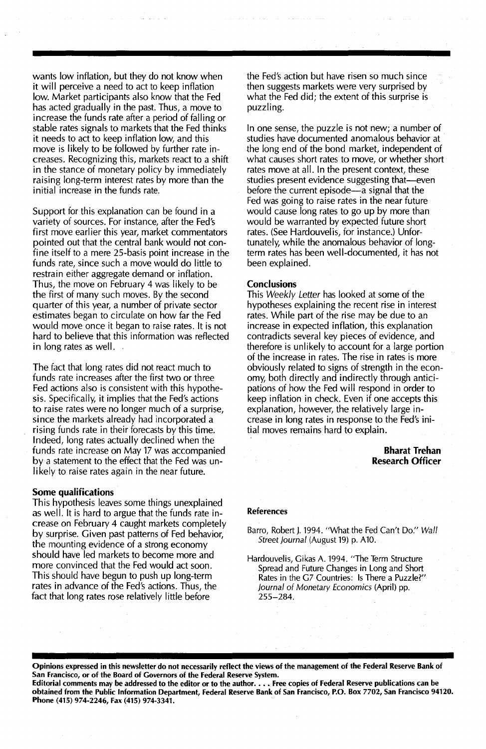wants low inflation, but they do not know when it will perceive a need to act to keep inflation low. Market participants also know that the Fed has acted gradually in the past. Thus, a move to increase the funds rate after a period of falling or stable rates signals to markets that the Fed thinks it needs to act to keep inflation low, and this move is likely to be followed by further rate increases. Recognizing this, markets react to a shift in the stance of monetary policy by immediately raising long-term interest rates by more than the initial increase in the funds rate.

Support for this explanation can be found in a variety of sources. For instance, after the Fed's first move earlier this year, market commentators pointed out that the central bank would not confine itself to a mere 25-basis point increase in the funds rate, since such a move would do little to restrain either aggregate demand or inflation. Thus, the move on February 4 was likely to be the first of many such moves. By the second quarter of this year, a number of private sector estimates began to circulate on how far the Fed would move once it began to raise rates. It is not hard to believe that this information was reflected in long rates as well.

The fact that long rates did not react much to funds rate increases after the first two or three Fed actions also is consistent with this hypothesis. Specifically, it implies that the Fed's actions to raise rates were no longer much of a surprise, since the markets already had incorporated a rising funds rate in their forecasts by this time. Indeed, long rates actually declined when the funds rate increase on May 17 was accompanied by a statement to the effect that the Fed was unlikely to raise rates again in the near future.

## Some qualifications

This hypothesis leaves some things unexplained as well. It is hard to argue that the funds rate increase on February 4 caught markets completely by surprise. Given past patterns of Fed behavior, the mounting evidence of a strong economy should have led markets to become more and more convinced that the Fed would act soon. This should have begun to push up long-term rates in advance of the Fed's actions. Thus, the fact that long rates rose relatively little before the Fed's action but have risen so much since then suggests markets were very surprised by what the Fed did; the extent of this surprise is puzzling.

In one sense, the puzzle is not new; a number of studies have documented anomalous behavior at the long end of the bond market, independent of what causes short rates to move, or whether short rates move at all. In the present context, these studies present evidence suggesting that—even before the current episode—a signal that the Fed was going to raise rates in the near future would cause long rates to go up by more than would be warranted by expected future short rates. (See Hardouvelis, for instance.) Unfortunately, while the anomalous behavior of long-term rates has been well-documented, it has not been explained.

## Conclusions

This *Weekly Letter* has looked at some of the hypotheses explaining the recent rise in interest rates. While part of the rise may be due to an increase in expected inflation, this explanation contradicts several key pieces of evidence, and therefore is unlikely to account for a large portion of the increase in rates. The rise in rates is more obviously related to signs of strength in the economy, both directly and indirectly through anticipations of how the Fed will respond in order to keep inflation in check. Even if one accepts this explanation, however, the relatively large increase in long rates in response to the Fed's initial moves remains hard to explain.

**Bharat Trehan**
**Research Officer**

## References

Barro, Robert J. 1994. "What the Fed Can't Do." *Wall Street Journal* (August 19) p. A10.

Hardouvelis, Gikas A. 1994. "The Term Structure Spread and Future Changes in Long and Short Rates in the G7 Countries: Is There a Puzzle?" *Journal of Monetary Economics* (April) pp. 255–284.

**Opinions expressed in this newsletter do not necessarily reflect the views of the management of the Federal Reserve Bank of San Francisco, or of the Board of Governors of the Federal Reserve System.**
**Editorial comments may be addressed to the editor or to the author. . . . Free copies of Federal Reserve publications can be obtained from the Public Information Department, Federal Reserve Bank of San Francisco, P.O. Box 7702, San Francisco 94120. Phone (415) 974-2246, Fax (415) 974-3341.**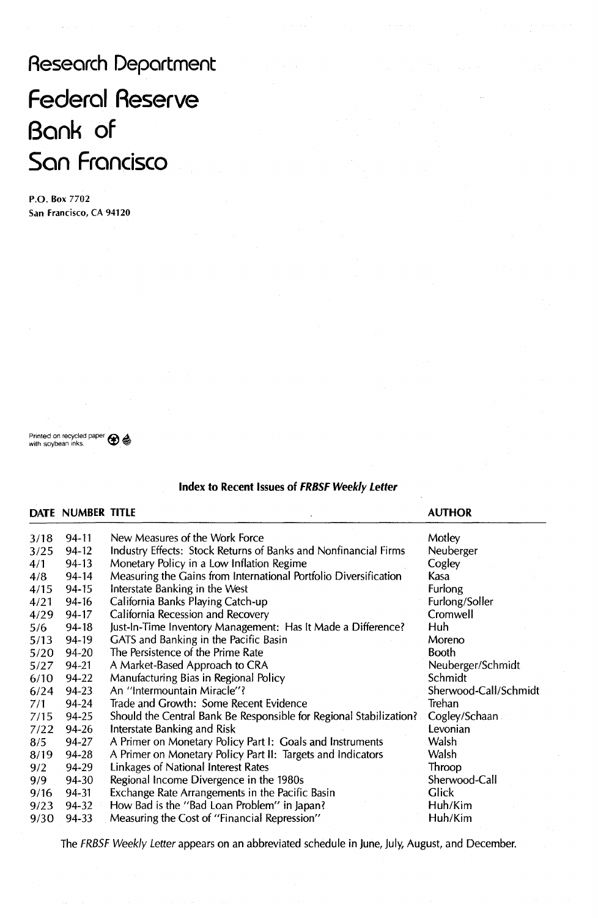# Research Department

# Federal Reserve Bank of San Francisco

**P.O. Box 7702**
**San Francisco, CA 94120**

Printed on recycled paper with soybean inks.

**Index to Recent Issues of *FRBSF Weekly Letter***

| DATE | NUMBER | TITLE | AUTHOR |
|---|---|---|---|
| 3/18 | 94-11 | New Measures of the Work Force | Motley |
| 3/25 | 94-12 | Industry Effects: Stock Returns of Banks and Nonfinancial Firms | Neuberger |
| 4/1 | 94-13 | Monetary Policy in a Low Inflation Regime | Cogley |
| 4/8 | 94-14 | Measuring the Gains from International Portfolio Diversification | Kasa |
| 4/15 | 94-15 | Interstate Banking in the West | Furlong |
| 4/21 | 94-16 | California Banks Playing Catch-up | Furlong/Soller |
| 4/29 | 94-17 | California Recession and Recovery | Cromwell |
| 5/6 | 94-18 | Just-In-Time Inventory Management: Has It Made a Difference? | Huh |
| 5/13 | 94-19 | GATS and Banking in the Pacific Basin | Moreno |
| 5/20 | 94-20 | The Persistence of the Prime Rate | Booth |
| 5/27 | 94-21 | A Market-Based Approach to CRA | Neuberger/Schmidt |
| 6/10 | 94-22 | Manufacturing Bias in Regional Policy | Schmidt |
| 6/24 | 94-23 | An "Intermountain Miracle"? | Sherwood-Call/Schmidt |
| 7/1 | 94-24 | Trade and Growth: Some Recent Evidence | Trehan |
| 7/15 | 94-25 | Should the Central Bank Be Responsible for Regional Stabilization? | Cogley/Schaan |
| 7/22 | 94-26 | Interstate Banking and Risk | Levonian |
| 8/5 | 94-27 | A Primer on Monetary Policy Part I: Goals and Instruments | Walsh |
| 8/19 | 94-28 | A Primer on Monetary Policy Part II: Targets and Indicators | Walsh |
| 9/2 | 94-29 | Linkages of National Interest Rates | Throop |
| 9/9 | 94-30 | Regional Income Divergence in the 1980s | Sherwood-Call |
| 9/16 | 94-31 | Exchange Rate Arrangements in the Pacific Basin | Glick |
| 9/23 | 94-32 | How Bad is the "Bad Loan Problem" in Japan? | Huh/Kim |
| 9/30 | 94-33 | Measuring the Cost of "Financial Repression" | Huh/Kim |

The *FRBSF Weekly Letter* appears on an abbreviated schedule in June, July, August, and December.